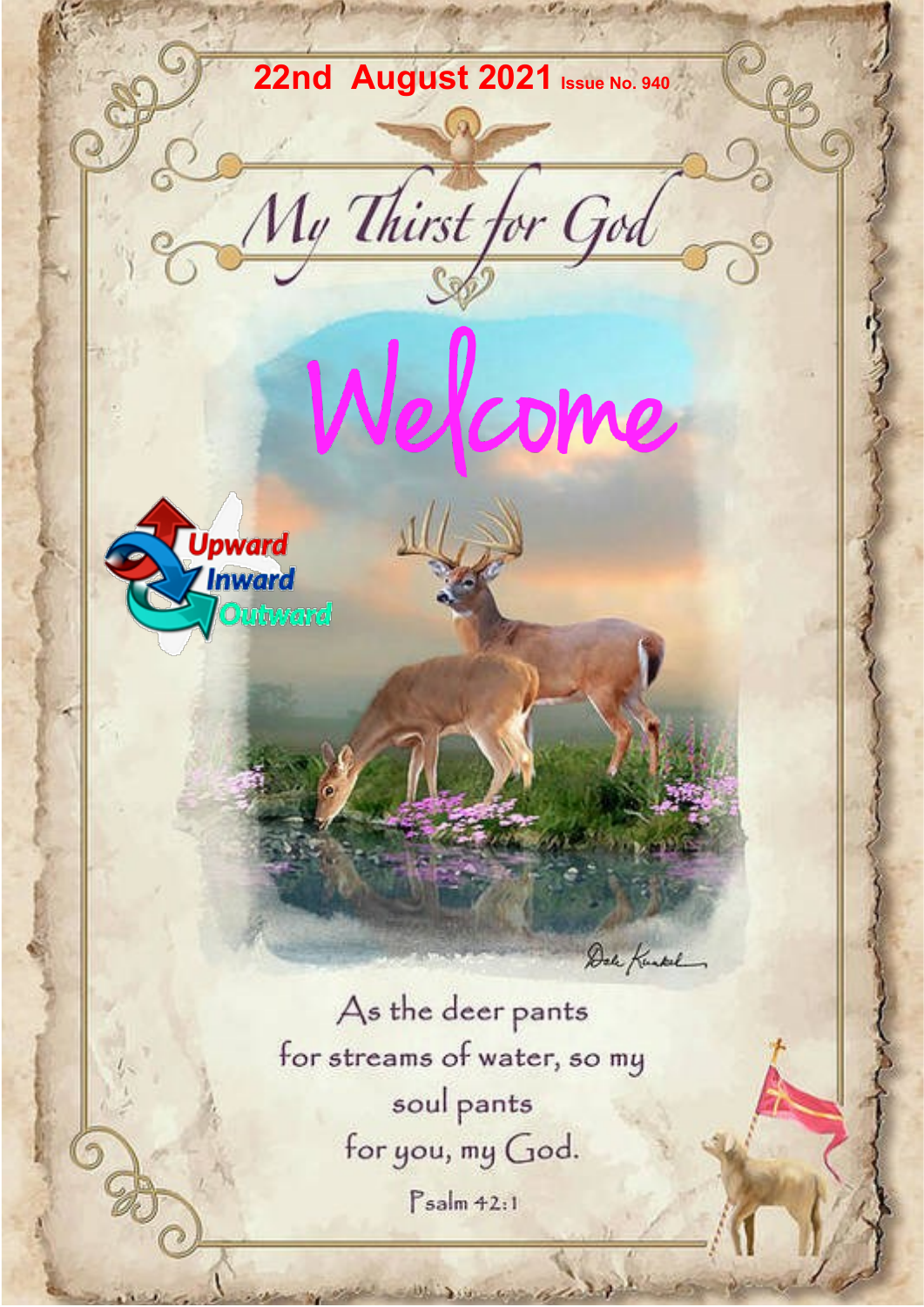**22nd August 2021** Issue No. 940

# My Thirst for God

# Welcome

Upward
Inward
Outward

As the deer pants
for streams of water, so my
soul pants
for you, my God.

Psalm 42:1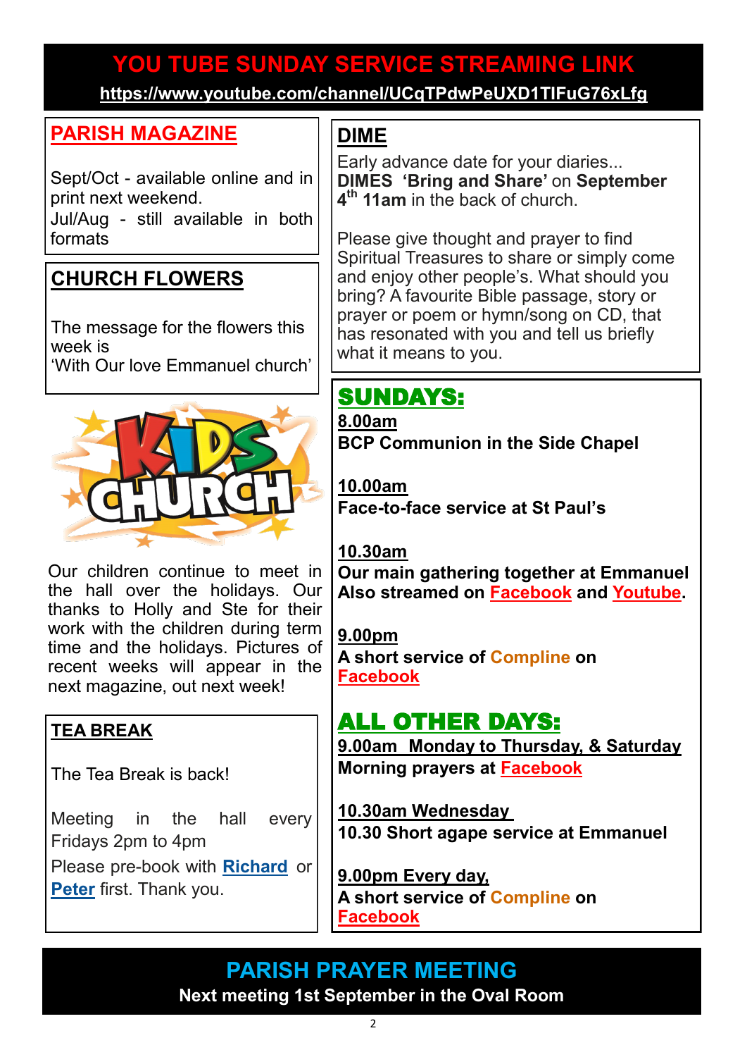## YOU TUBE SUNDAY SERVICE STREAMING LINK

**https://www.youtube.com/channel/UCqTPdwPeUXD1TIFuG76xLfg**

## PARISH MAGAZINE

Sept/Oct - available online and in print next weekend.
Jul/Aug - still available in both formats

## CHURCH FLOWERS

The message for the flowers this week is
'With Our love Emmanuel church'

KIDS CHURCH

Our children continue to meet in the hall over the holidays. Our thanks to Holly and Ste for their work with the children during term time and the holidays. Pictures of recent weeks will appear in the next magazine, out next week!

## TEA BREAK

The Tea Break is back!

Meeting in the hall every Fridays 2pm to 4pm

Please pre-book with **Richard** or **Peter** first. Thank you.

## DIME

Early advance date for your diaries...
**DIMES 'Bring and Share'** on **September 4th 11am** in the back of church.

Please give thought and prayer to find Spiritual Treasures to share or simply come and enjoy other people's. What should you bring? A favourite Bible passage, story or prayer or poem or hymn/song on CD, that has resonated with you and tell us briefly what it means to you.

## SUNDAYS:

**8.00am**
**BCP Communion in the Side Chapel**

**10.00am**
**Face-to-face service at St Paul's**

**10.30am**
**Our main gathering together at Emmanuel**
**Also streamed on Facebook and Youtube.**

**9.00pm**
**A short service of Compline on Facebook**

## ALL OTHER DAYS:

**9.00am Monday to Thursday, & Saturday**
**Morning prayers at Facebook**

**10.30am Wednesday**
**10.30 Short agape service at Emmanuel**

**9.00pm Every day,**
**A short service of Compline on Facebook**

## PARISH PRAYER MEETING

**Next meeting 1st September in the Oval Room**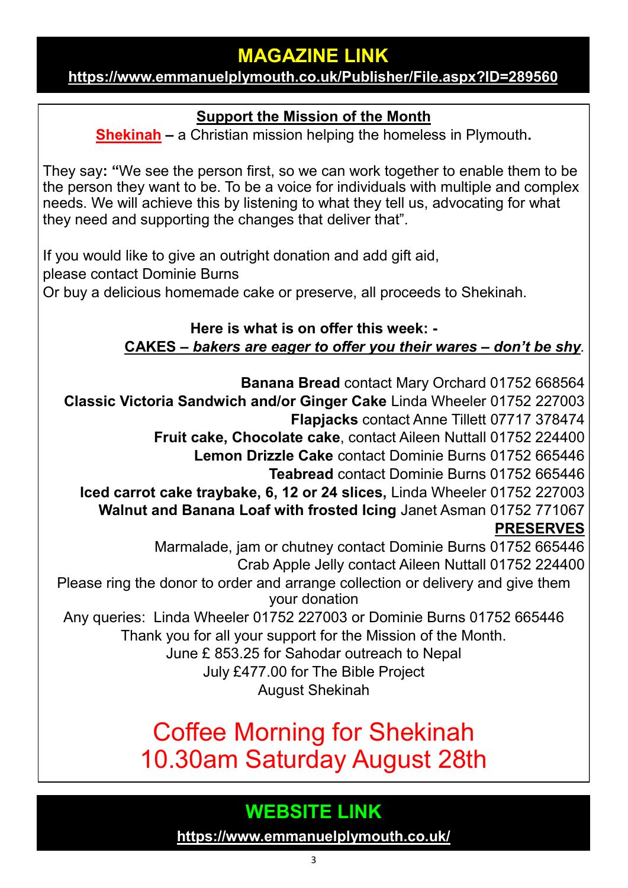## MAGAZINE LINK

**https://www.emmanuelplymouth.co.uk/Publisher/File.aspx?ID=289560**

### Support the Mission of the Month

**Shekinah** – a Christian mission helping the homeless in Plymouth**.**

They say**: "**We see the person first, so we can work together to enable them to be the person they want to be. To be a voice for individuals with multiple and complex needs. We will achieve this by listening to what they tell us, advocating for what they need and supporting the changes that deliver that".

If you would like to give an outright donation and add gift aid,
please contact Dominie Burns
Or buy a delicious homemade cake or preserve, all proceeds to Shekinah.

**Here is what is on offer this week: -**

**CAKES – *bakers are eager to offer you their wares – don't be shy*.**

**Banana Bread** contact Mary Orchard 01752 668564
**Classic Victoria Sandwich and/or Ginger Cake** Linda Wheeler 01752 227003
**Flapjacks** contact Anne Tillett 07717 378474
**Fruit cake, Chocolate cake**, contact Aileen Nuttall 01752 224400
**Lemon Drizzle Cake** contact Dominie Burns 01752 665446
**Teabread** contact Dominie Burns 01752 665446
**Iced carrot cake traybake, 6, 12 or 24 slices,** Linda Wheeler 01752 227003
**Walnut and Banana Loaf with frosted Icing** Janet Asman 01752 771067

**PRESERVES**

Marmalade, jam or chutney contact Dominie Burns 01752 665446
Crab Apple Jelly contact Aileen Nuttall 01752 224400

Please ring the donor to order and arrange collection or delivery and give them your donation

Any queries: Linda Wheeler 01752 227003 or Dominie Burns 01752 665446

Thank you for all your support for the Mission of the Month.
June £ 853.25 for Sahodar outreach to Nepal
July £477.00 for The Bible Project
August Shekinah

## Coffee Morning for Shekinah
## 10.30am Saturday August 28th

## WEBSITE LINK

**https://www.emmanuelplymouth.co.uk/**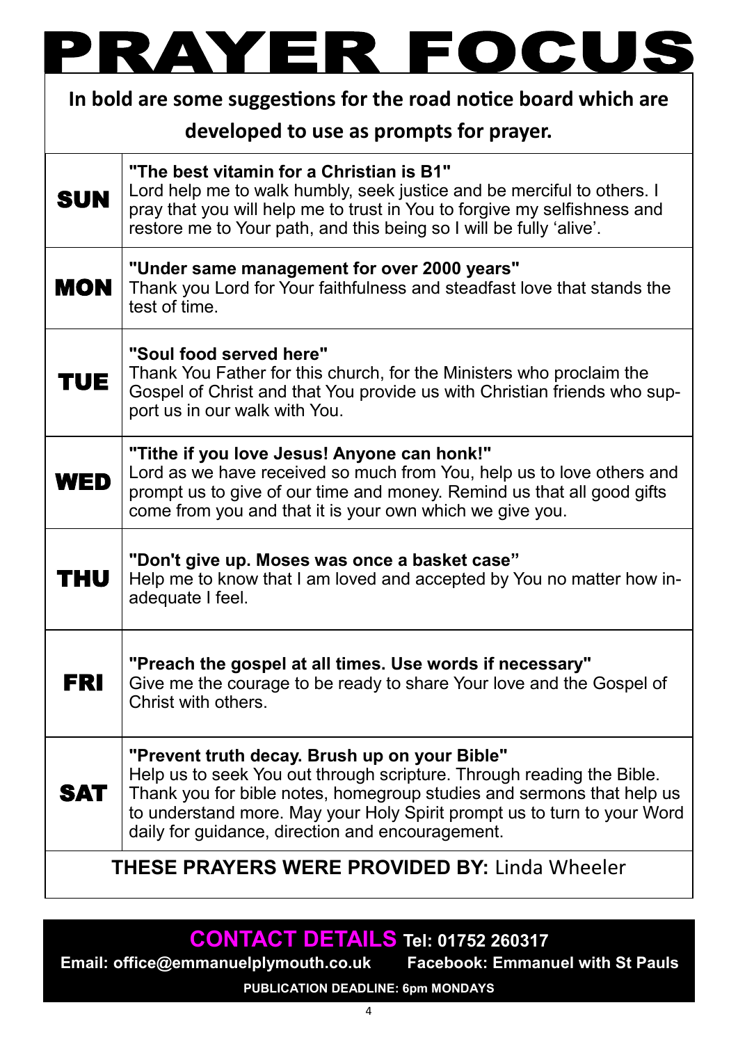# PRAYER FOCUS

**In bold are some suggestions for the road notice board which are developed to use as prompts for prayer.**

| | |
|---|---|
| **SUN** | **"The best vitamin for a Christian is B1"**<br>Lord help me to walk humbly, seek justice and be merciful to others. I pray that you will help me to trust in You to forgive my selfishness and restore me to Your path, and this being so I will be fully 'alive'. |
| **MON** | **"Under same management for over 2000 years"**<br>Thank you Lord for Your faithfulness and steadfast love that stands the test of time. |
| **TUE** | **"Soul food served here"**<br>Thank You Father for this church, for the Ministers who proclaim the Gospel of Christ and that You provide us with Christian friends who support us in our walk with You. |
| **WED** | **"Tithe if you love Jesus! Anyone can honk!"**<br>Lord as we have received so much from You, help us to love others and prompt us to give of our time and money. Remind us that all good gifts come from you and that it is your own which we give you. |
| **THU** | **"Don't give up. Moses was once a basket case"**<br>Help me to know that I am loved and accepted by You no matter how inadequate I feel. |
| **FRI** | **"Preach the gospel at all times. Use words if necessary"**<br>Give me the courage to be ready to share Your love and the Gospel of Christ with others. |
| **SAT** | **"Prevent truth decay. Brush up on your Bible"**<br>Help us to seek You out through scripture. Through reading the Bible. Thank you for bible notes, homegroup studies and sermons that help us to understand more. May your Holy Spirit prompt us to turn to your Word daily for guidance, direction and encouragement. |

**THESE PRAYERS WERE PROVIDED BY:** Linda Wheeler

**CONTACT DETAILS Tel: 01752 260317**

**Email: office@emmanuelplymouth.co.uk Facebook: Emmanuel with St Pauls**

**PUBLICATION DEADLINE: 6pm MONDAYS**